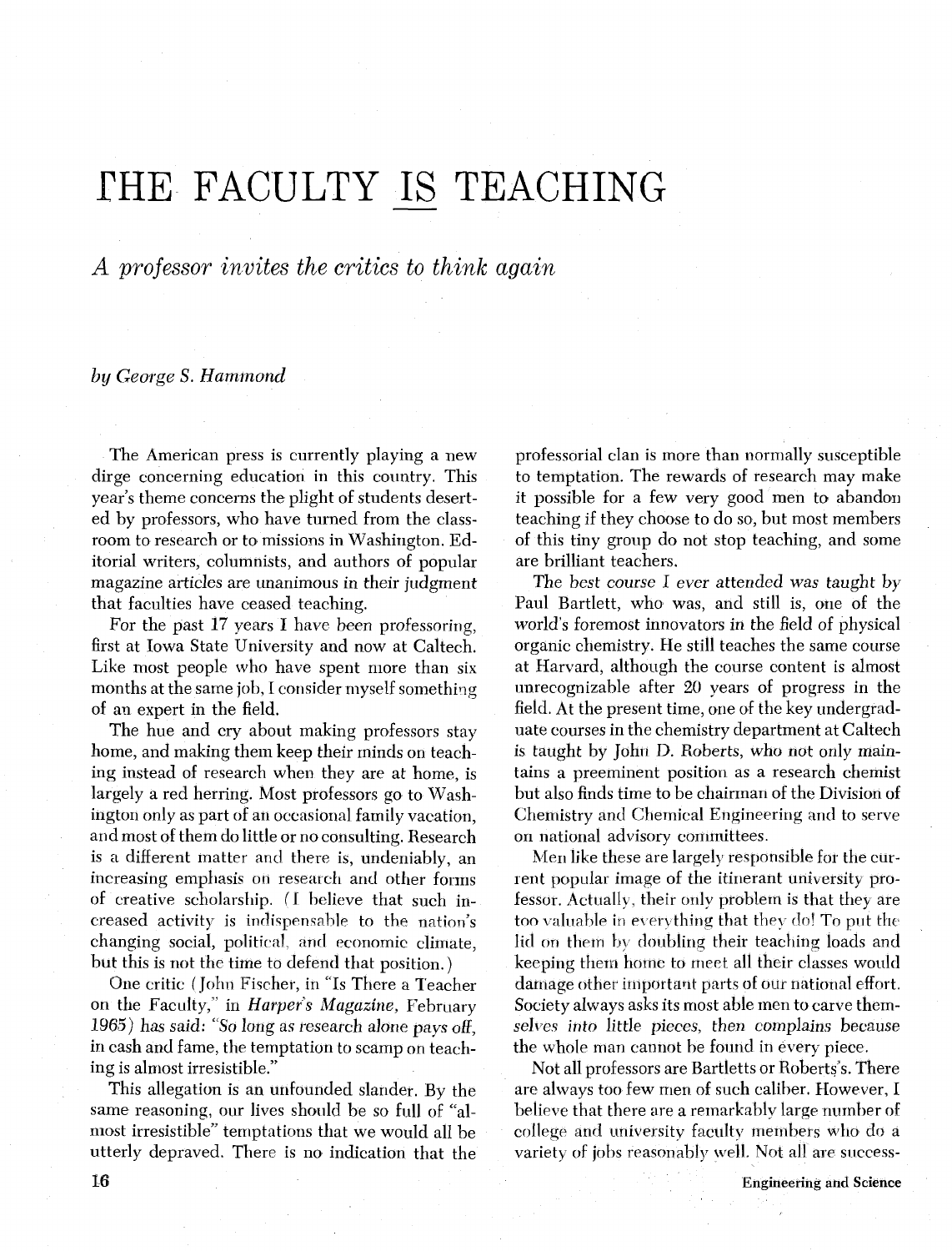# THE FACULTY IS TEACHING

*A professor invites the critics to think again*

*by George S. Hammond*

The American press is currently playing a new dirge concerning education in this country. This year's theme concerns the plight of students deserted by professors, who have turned from the classroom to research or to missions in Washington. Editorial writers, columnists, and authors of popular magazine articles are unanimous in their judgment that faculties have ceased teaching.

For the past 17 years I have been professoring, first at Iowa State University and now at Caltech. Like most people who have spent more than six months at the same job, I consider myself something of an expert in the field.

The hue and cry about making professors stay home, and making them keep their minds on teaching instead of research when they are at home, is largely a red herring. Most professors go to Washington only as part of an occasional family vacation, and most of them do little or no consulting. Research is a different matter and there is, undeniably, an increasing emphasis on research and other forms of creative scholarship. (I believe that such increased activity is indispensable to the nation's changing social, political, and economic climate, but this is not the time to defend that position.)

One critic (John Fischer, in "Is There a Teacher on the Faculty," in *Harper's Magazine*, February 1965) has said: "*So long as research alone pays off, in cash and fame, the temptation to scamp on teaching is almost irresistible.*"

This allegation is an unfounded slander. By the same reasoning, our lives should be so full of "almost irresistible" temptations that we would all be utterly depraved. There is no indication that the professorial clan is more than normally susceptible to temptation. The rewards of research may make it possible for a few very good men to abandon teaching if they choose to do so, but most members of this tiny group do not stop teaching, and some are brilliant teachers.

The best course I ever attended was taught by Paul Bartlett, who was, and still is, one of the world's foremost innovators in the field of physical organic chemistry. He still teaches the same course at Harvard, although the course content is almost unrecognizable after 20 years of progress in the field. At the present time, one of the key undergraduate courses in the chemistry department at Caltech is taught by John D. Roberts, who not only maintains a preeminent position as a research chemist but also finds time to be chairman of the Division of Chemistry and Chemical Engineering and to serve on national advisory committees.

Men like these are largely responsible for the current popular image of the itinerant university professor. Actually, their only problem is that they are too valuable in everything that they do! To put the lid on them by doubling their teaching loads and keeping them home to meet all their classes would damage other important parts of our national effort. Society always asks its most able men to carve themselves into little pieces, then complains because the whole man cannot be found in every piece.

Not all professors are Bartletts or Roberts's. There are always too few men of such caliber. However, I believe that there are a remarkably large number of college and university faculty members who do a variety of jobs reasonably well. Not all are success-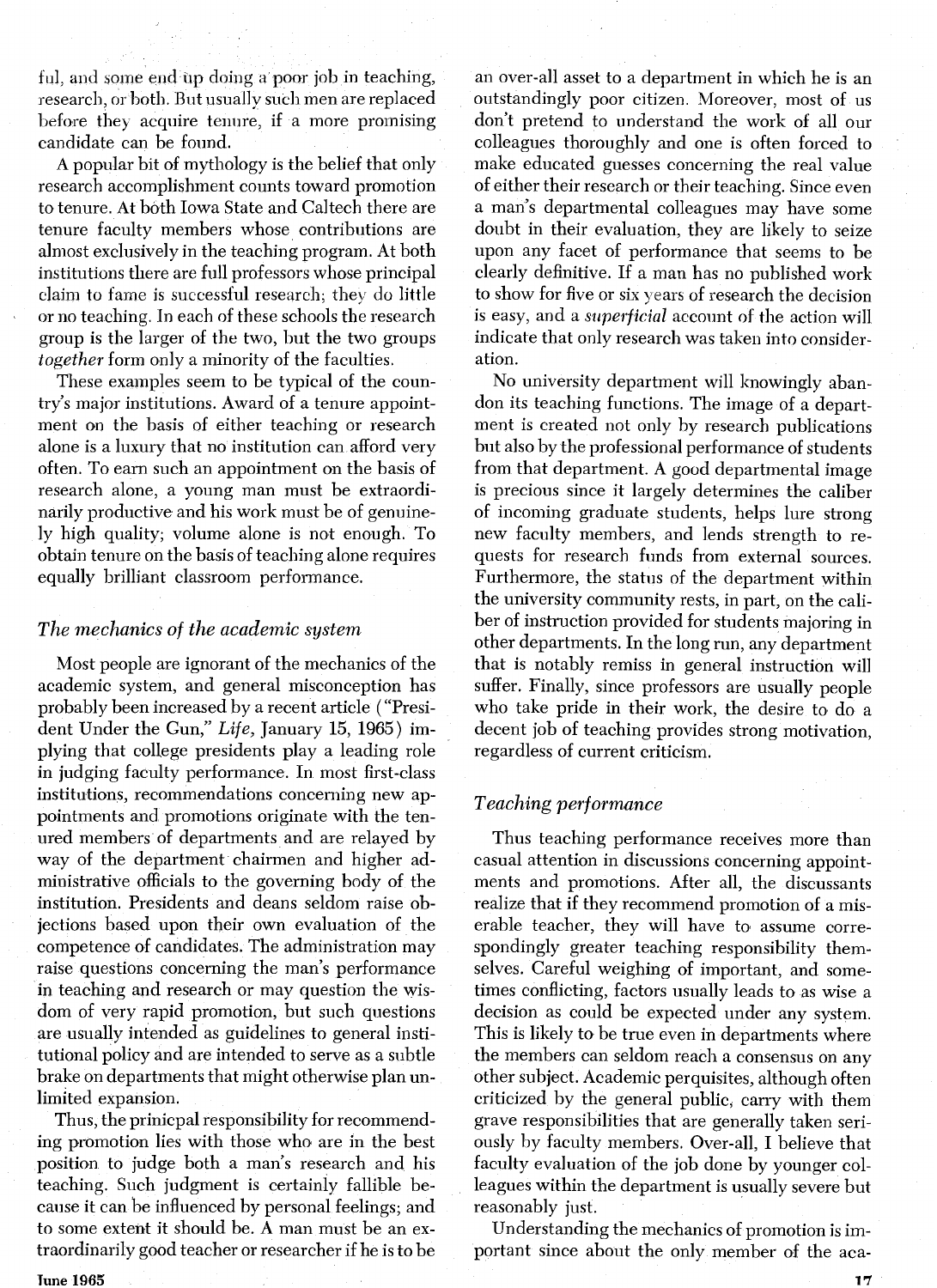ful, and some end up doing a poor job in teaching, research, or both. But usually such men are replaced before they acquire tenure, if a more promising candidate can be found.

A popular bit of mythology is the belief that only research accomplishment counts toward promotion to tenure. At both Iowa State and Caltech there are tenure faculty members whose contributions are almost exclusively in the teaching program. At both institutions there are full professors whose principal claim to fame is successful research; they do little or no teaching. In each of these schools the research group is the larger of the two, but the two groups *together* form only a minority of the faculties.

These examples seem to be typical of the country's major institutions. Award of a tenure appointment on the basis of either teaching or research alone is a luxury that no institution can afford very often. To earn such an appointment on the basis of research alone, a young man must be extraordinarily productive and his work must be of genuinely high quality; volume alone is not enough. To obtain tenure on the basis of teaching alone requires equally brilliant classroom performance.

## *The mechanics of the academic system*

Most people are ignorant of the mechanics of the academic system, and general misconception has probably been increased by a recent article ("President Under the Gun," *Life*, January 15, 1965) implying that college presidents play a leading role in judging faculty performance. In most first-class institutions, recommendations concerning new appointments and promotions originate with the tenured members of departments and are relayed by way of the department chairmen and higher administrative officials to the governing body of the institution. Presidents and deans seldom raise objections based upon their own evaluation of the competence of candidates. The administration may raise questions concerning the man's performance in teaching and research or may question the wisdom of very rapid promotion, but such questions are usually intended as guidelines to general institutional policy and are intended to serve as a subtle brake on departments that might otherwise plan unlimited expansion.

Thus, the prinicpal responsibility for recommending promotion lies with those who are in the best position to judge both a man's research and his teaching. Such judgment is certainly fallible because it can be influenced by personal feelings; and to some extent it should be. A man must be an extraordinarily good teacher or researcher if he is to be an over-all asset to a department in which he is an outstandingly poor citizen. Moreover, most of us don't pretend to understand the work of all our colleagues thoroughly and one is often forced to make educated guesses concerning the real value of either their research or their teaching. Since even a man's departmental colleagues may have some doubt in their evaluation, they are likely to seize upon any facet of performance that seems to be clearly definitive. If a man has no published work to show for five or six years of research the decision is easy, and a *superficial* account of the action will indicate that only research was taken into consideration.

No university department will knowingly abandon its teaching functions. The image of a department is created not only by research publications but also by the professional performance of students from that department. A good departmental image is precious since it largely determines the caliber of incoming graduate students, helps lure strong new faculty members, and lends strength to requests for research funds from external sources. Furthermore, the status of the department within the university community rests, in part, on the caliber of instruction provided for students majoring in other departments. In the long run, any department that is notably remiss in general instruction will suffer. Finally, since professors are usually people who take pride in their work, the desire to do a decent job of teaching provides strong motivation, regardless of current criticism.

## *Teaching performance*

Thus teaching performance receives more than casual attention in discussions concerning appointments and promotions. After all, the discussants realize that if they recommend promotion of a miserable teacher, they will have to assume correspondingly greater teaching responsibility themselves. Careful weighing of important, and sometimes conflicting, factors usually leads to as wise a decision as could be expected under any system. This is likely to be true even in departments where the members can seldom reach a consensus on any other subject. Academic perquisites, although often criticized by the general public, carry with them grave responsibilities that are generally taken seriously by faculty members. Over-all, I believe that faculty evaluation of the job done by younger colleagues within the department is usually severe but reasonably just.

Understanding the mechanics of promotion is important since about the only member of the aca-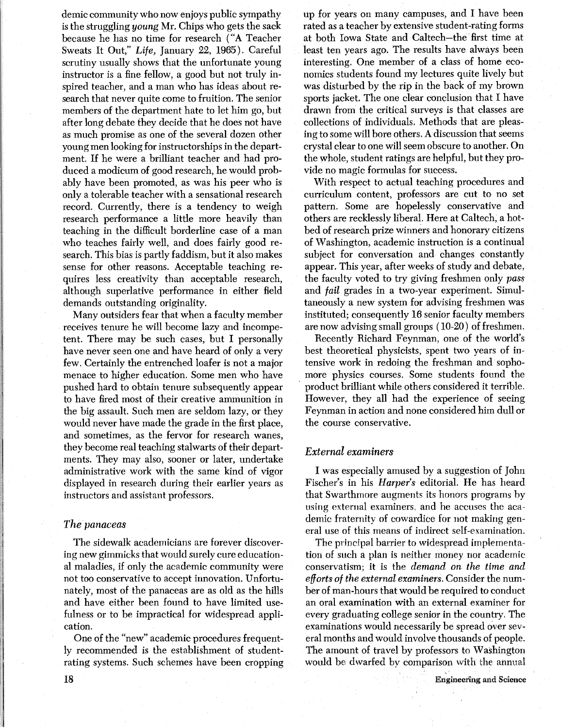demic community who now enjoys public sympathy is the struggling *young* Mr. Chips who gets the sack because he has no time for research ("A Teacher Sweats It Out," *Life*, January 22, 1965). Careful scrutiny usually shows that the unfortunate young instructor is a fine fellow, a good but not truly inspired teacher, and a man who has ideas about research that never quite come to fruition. The senior members of the department hate to let him go, but after long debate they decide that he does not have as much promise as one of the several dozen other young men looking for instructorships in the department. If he were a brilliant teacher and had produced a modicum of good research, he would probably have been promoted, as was his peer who is only a tolerable teacher with a sensational research record. Currently, there is a tendency to weigh research performance a little more heavily than teaching in the difficult borderline case of a man who teaches fairly well, and does fairly good research. This bias is partly faddism, but it also makes sense for other reasons. Acceptable teaching requires less creativity than acceptable research, although superlative performance in either field demands outstanding originality.

Many outsiders fear that when a faculty member receives tenure he will become lazy and incompetent. There may be such cases, but I personally have never seen one and have heard of only a very few. Certainly the entrenched loafer is not a major menace to higher education. Some men who have pushed hard to obtain tenure subsequently appear to have fired most of their creative ammunition in the big assault. Such men are seldom lazy, or they would never have made the grade in the first place, and sometimes, as the fervor for research wanes, they become real teaching stalwarts of their departments. They may also, sooner or later, undertake administrative work with the same kind of vigor displayed in research during their earlier years as instructors and assistant professors.

### *The panaceas*

The sidewalk academicians are forever discovering new gimmicks that would surely cure educational maladies, if only the academic community were not too conservative to accept innovation. Unfortunately, most of the panaceas are as old as the hills and have either been found to have limited usefulness or to be impractical for widespread application.

One of the "new" academic procedures frequently recommended is the establishment of student-rating systems. Such schemes have been cropping up for years on many campuses, and I have been rated as a teacher by extensive student-rating forms at both Iowa State and Caltech—the first time at least ten years ago. The results have always been interesting. One member of a class of home economics students found my lectures quite lively but was disturbed by the rip in the back of my brown sports jacket. The one clear conclusion that I have drawn from the critical surveys is that classes are collections of individuals. Methods that are pleasing to some will bore others. A discussion that seems crystal clear to one will seem obscure to another. On the whole, student ratings are helpful, but they provide no magic formulas for success.

With respect to actual teaching procedures and curriculum content, professors are cut to no set pattern. Some are hopelessly conservative and others are recklessly liberal. Here at Caltech, a hotbed of research prize winners and honorary citizens of Washington, academic instruction is a continual subject for conversation and changes constantly appear. This year, after weeks of study and debate, the faculty voted to try giving freshmen only *pass* and *fail* grades in a two-year experiment. Simultaneously a new system for advising freshmen was instituted; consequently 16 senior faculty members are now advising small groups (10-20) of freshmen.

Recently Richard Feynman, one of the world's best theoretical physicists, spent two years of intensive work in redoing the freshman and sophomore physics courses. Some students found the product brilliant while others considered it terrible. However, they all had the experience of seeing Feynman in action and none considered him dull or the course conservative.

### *External examiners*

I was especially amused by a suggestion of John Fischer's in his *Harper's* editorial. He has heard that Swarthmore augments its honors programs by using external examiners, and he accuses the academic fraternity of cowardice for not making general use of this means of indirect self-examination.

The principal barrier to widespread implementation of such a plan is neither money nor academic conservatism; it is the *demand on the time and efforts of the external examiners.* Consider the number of man-hours that would be required to conduct an oral examination with an external examiner for every graduating college senior in the country. The examinations would necessarily be spread over several months and would involve thousands of people. The amount of travel by professors to Washington would be dwarfed by comparison with the annual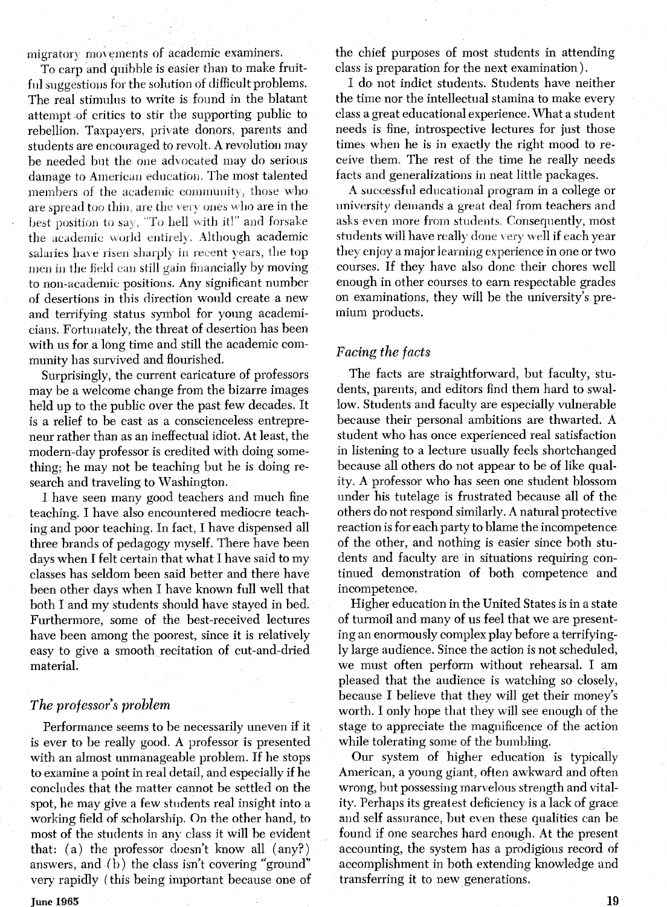migratory movements of academic examiners.

To carp and quibble is easier than to make fruitful suggestions for the solution of difficult problems. The real stimulus to write is found in the blatant attempt of critics to stir the supporting public to rebellion. Taxpayers, private donors, parents and students are encouraged to revolt. A revolution may be needed but the one advocated may do serious damage to American education. The most talented members of the academic community, those who are spread too thin, are the very ones who are in the best position to say, "To hell with it!" and forsake the academic world entirely. Although academic salaries have risen sharply in recent years, the top men in the field can still gain financially by moving to non-academic positions. Any significant number of desertions in this direction would create a new and terrifying status symbol for young academicians. Fortunately, the threat of desertion has been with us for a long time and still the academic community has survived and flourished.

Surprisingly, the current caricature of professors may be a welcome change from the bizarre images held up to the public over the past few decades. It is a relief to be cast as a conscienceless entrepreneur rather than as an ineffectual idiot. At least, the modern-day professor is credited with doing something; he may not be teaching but he is doing research and traveling to Washington.

I have seen many good teachers and much fine teaching. I have also encountered mediocre teaching and poor teaching. In fact, I have dispensed all three brands of pedagogy myself. There have been days when I felt certain that what I have said to my classes has seldom been said better and there have been other days when I have known full well that both I and my students should have stayed in bed. Furthermore, some of the best-received lectures have been among the poorest, since it is relatively easy to give a smooth recitation of cut-and-dried material.

### *The professor's problem*

Performance seems to be necessarily uneven if it is ever to be really good. A professor is presented with an almost unmanageable problem. If he stops to examine a point in real detail, and especially if he concludes that the matter cannot be settled on the spot, he may give a few students real insight into a working field of scholarship. On the other hand, to most of the students in any class it will be evident that: (a) the professor doesn't know all (any?) answers, and (b) the class isn't covering "ground" very rapidly (this being important because one of the chief purposes of most students in attending class is preparation for the next examination).

I do not indict students. Students have neither the time nor the intellectual stamina to make every class a great educational experience. What a student needs is fine, introspective lectures for just those times when he is in exactly the right mood to receive them. The rest of the time he really needs facts and generalizations in neat little packages.

A successful educational program in a college or university demands a great deal from teachers and asks even more from students. Consequently, most students will have really done very well if each year they enjoy a major learning experience in one or two courses. If they have also done their chores well enough in other courses to earn respectable grades on examinations, they will be the university's premium products.

### *Facing the facts*

The facts are straightforward, but faculty, students, parents, and editors find them hard to swallow. Students and faculty are especially vulnerable because their personal ambitions are thwarted. A student who has once experienced real satisfaction in listening to a lecture usually feels shortchanged because all others do not appear to be of like quality. A professor who has seen one student blossom under his tutelage is frustrated because all of the others do not respond similarly. A natural protective reaction is for each party to blame the incompetence of the other, and nothing is easier since both students and faculty are in situations requiring continued demonstration of both competence and incompetence.

Higher education in the United States is in a state of turmoil and many of us feel that we are presenting an enormously complex play before a terrifyingly large audience. Since the action is not scheduled, we must often perform without rehearsal. I am pleased that the audience is watching so closely, because I believe that they will get their money's worth. I only hope that they will see enough of the stage to appreciate the magnificence of the action while tolerating some of the bumbling.

Our system of higher education is typically American, a young giant, often awkward and often wrong, but possessing marvelous strength and vitality. Perhaps its greatest deficiency is a lack of grace and self assurance, but even these qualities can be found if one searches hard enough. At the present accounting, the system has a prodigious record of accomplishment in both extending knowledge and transferring it to new generations.